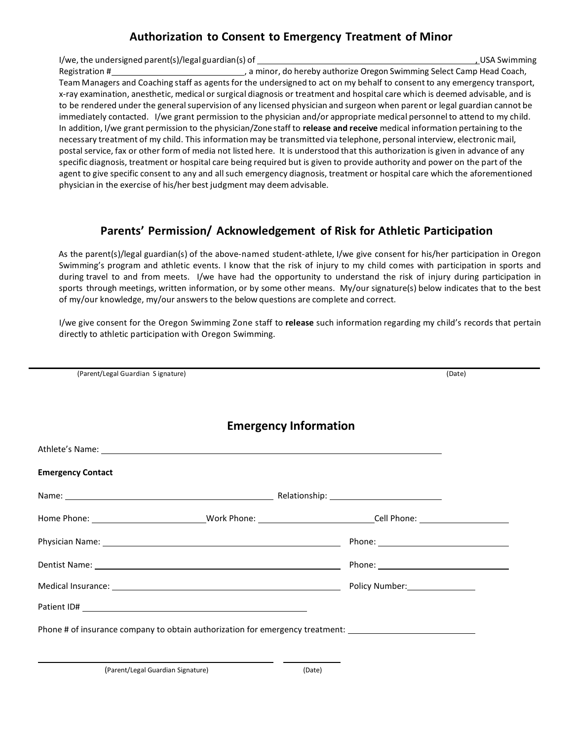## Authorization to Consent to Emergency Treatment of Minor

I/we, the undersigned parent(s)/legal guardian(s) of _______________________________________________, USA Swimming Registration #____________________________, a minor, do hereby authorize Oregon Swimming Select Camp Head Coach, Team Managers and Coaching staff as agents for the undersigned to act on my behalf to consent to any emergency transport, x-ray examination, anesthetic, medical or surgical diagnosis or treatment and hospital care which is deemed advisable, and is to be rendered under the general supervision of any licensed physician and surgeon when parent or legal guardian cannot be immediately contacted. I/we grant permission to the physician and/or appropriate medical personnel to attend to my child. In addition, I/we grant permission to the physician/Zone staff to **release and receive** medical information pertaining to the necessary treatment of my child. This information may be transmitted via telephone, personal interview, electronic mail, postal service, fax or other form of media not listed here. It is understood that this authorization is given in advance of any specific diagnosis, treatment or hospital care being required but is given to provide authority and power on the part of the agent to give specific consent to any and all such emergency diagnosis, treatment or hospital care which the aforementioned physician in the exercise of his/her best judgment may deem advisable.

## Parents' Permission/ Acknowledgement of Risk for Athletic Participation

As the parent(s)/legal guardian(s) of the above-named student-athlete, I/we give consent for his/her participation in Oregon Swimming's program and athletic events. I know that the risk of injury to my child comes with participation in sports and during travel to and from meets. I/we have had the opportunity to understand the risk of injury during participation in sports through meetings, written information, or by some other means. My/our signature(s) below indicates that to the best of my/our knowledge, my/our answers to the below questions are complete and correct.

I/we give consent for the Oregon Swimming Zone staff to **release** such information regarding my child's records that pertain directly to athletic participation with Oregon Swimming.

_______________________________________________________________________________

(Parent/Legal Guardian Signature) (Date)

## Emergency Information

Athlete's Name: ____________________________________________

**Emergency Contact**

Name: ______________________________ Relationship: ____________________

Home Phone: ____________________ Work Phone: ____________________ Cell Phone: ________________

Physician Name: ______________________________ Phone: ____________________

Dentist Name: ______________________________ Phone: ____________________

Medical Insurance: ______________________________ Policy Number: ____________

Patient ID# ______________________________

Phone # of insurance company to obtain authorization for emergency treatment: ____________________

______________________________ __________

(Parent/Legal Guardian Signature) (Date)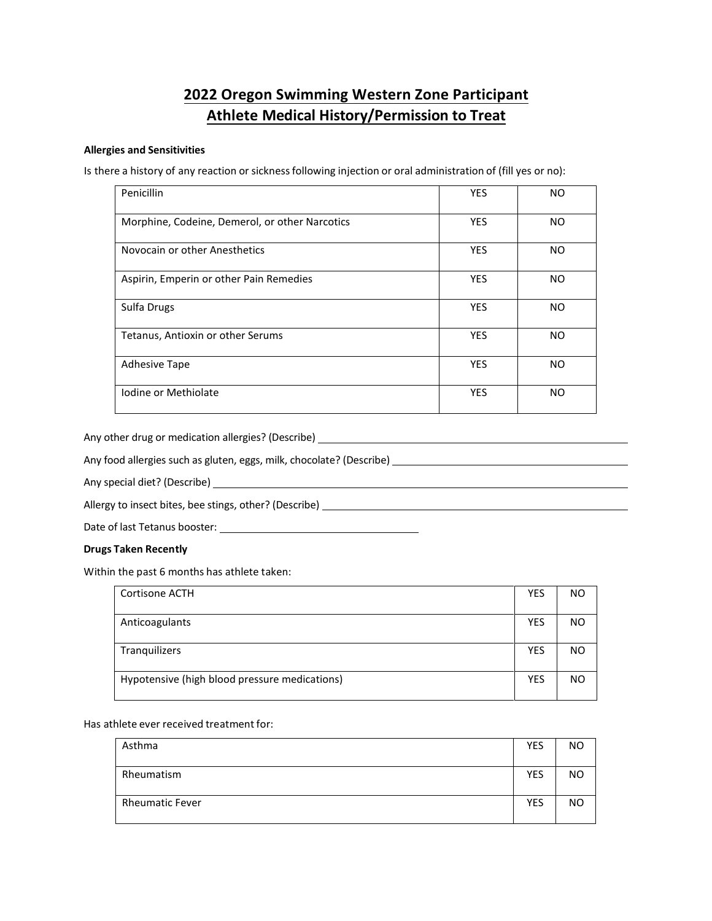# 2022 Oregon Swimming Western Zone Participant Athlete Medical History/Permission to Treat

**Allergies and Sensitivities**

Is there a history of any reaction or sickness following injection or oral administration of (fill yes or no):

| | | |
|---|---|---|
| Penicillin | YES | NO |
| Morphine, Codeine, Demerol, or other Narcotics | YES | NO |
| Novocain or other Anesthetics | YES | NO |
| Aspirin, Emperin or other Pain Remedies | YES | NO |
| Sulfa Drugs | YES | NO |
| Tetanus, Antioxin or other Serums | YES | NO |
| Adhesive Tape | YES | NO |
| Iodine or Methiolate | YES | NO |

Any other drug or medication allergies? (Describe) ______________________________

Any food allergies such as gluten, eggs, milk, chocolate? (Describe) ______________________________

Any special diet? (Describe) ______________________________

Allergy to insect bites, bee stings, other? (Describe) ______________________________

Date of last Tetanus booster: ______________________________

**Drugs Taken Recently**

Within the past 6 months has athlete taken:

| | | |
|---|---|---|
| Cortisone ACTH | YES | NO |
| Anticoagulants | YES | NO |
| Tranquilizers | YES | NO |
| Hypotensive (high blood pressure medications) | YES | NO |

Has athlete ever received treatment for:

| | | |
|---|---|---|
| Asthma | YES | NO |
| Rheumatism | YES | NO |
| Rheumatic Fever | YES | NO |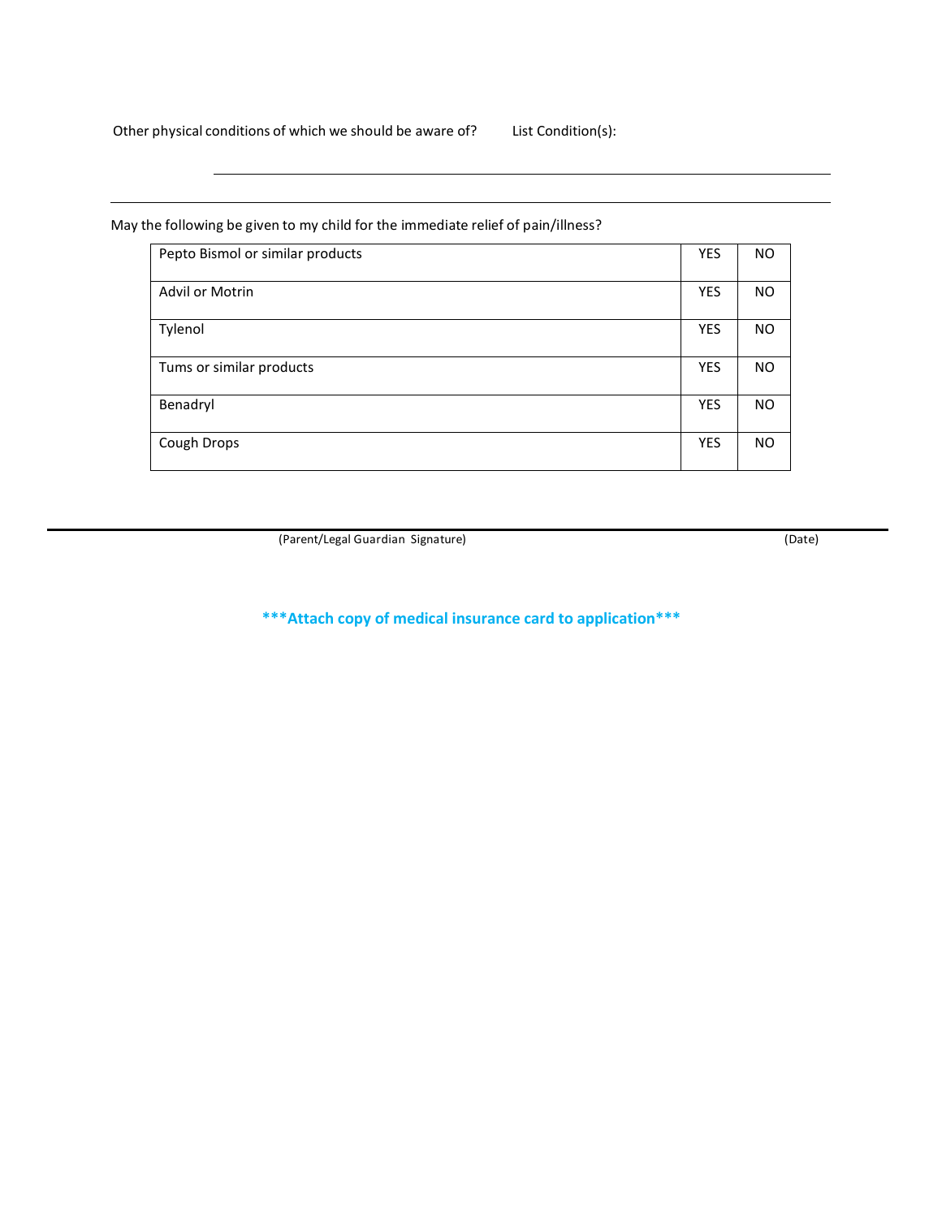Other physical conditions of which we should be aware of? List Condition(s):

______________________________________________________________________

______________________________________________________________________

May the following be given to my child for the immediate relief of pain/illness?

| | | |
|---|---|---|
| Pepto Bismol or similar products | YES | NO |
| Advil or Motrin | YES | NO |
| Tylenol | YES | NO |
| Tums or similar products | YES | NO |
| Benadryl | YES | NO |
| Cough Drops | YES | NO |

______________________________________________________________________

(Parent/Legal Guardian Signature) (Date)

**\*\*\*Attach copy of medical insurance card to application\*\*\***